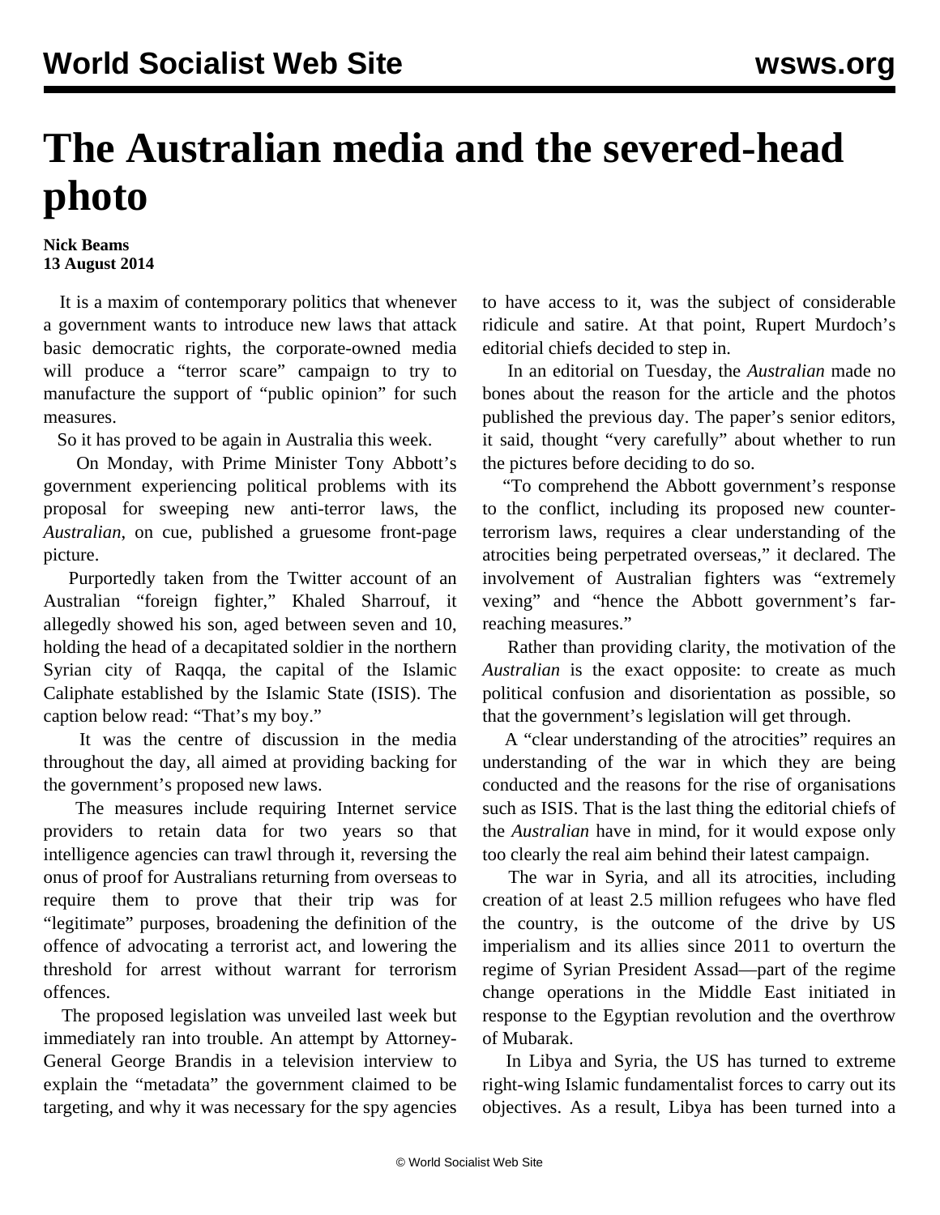# The Australian media and the severed-head photo

**Nick Beams**
**13 August 2014**

It is a maxim of contemporary politics that whenever a government wants to introduce new laws that attack basic democratic rights, the corporate-owned media will produce a "terror scare" campaign to try to manufacture the support of "public opinion" for such measures.

So it has proved to be again in Australia this week.

On Monday, with Prime Minister Tony Abbott's government experiencing political problems with its proposal for sweeping new anti-terror laws, the *Australian*, on cue, published a gruesome front-page picture.

Purportedly taken from the Twitter account of an Australian "foreign fighter," Khaled Sharrouf, it allegedly showed his son, aged between seven and 10, holding the head of a decapitated soldier in the northern Syrian city of Raqqa, the capital of the Islamic Caliphate established by the Islamic State (ISIS). The caption below read: "That's my boy."

It was the centre of discussion in the media throughout the day, all aimed at providing backing for the government's proposed new laws.

The measures include requiring Internet service providers to retain data for two years so that intelligence agencies can trawl through it, reversing the onus of proof for Australians returning from overseas to require them to prove that their trip was for "legitimate" purposes, broadening the definition of the offence of advocating a terrorist act, and lowering the threshold for arrest without warrant for terrorism offences.

The proposed legislation was unveiled last week but immediately ran into trouble. An attempt by Attorney-General George Brandis in a television interview to explain the "metadata" the government claimed to be targeting, and why it was necessary for the spy agencies to have access to it, was the subject of considerable ridicule and satire. At that point, Rupert Murdoch's editorial chiefs decided to step in.

In an editorial on Tuesday, the *Australian* made no bones about the reason for the article and the photos published the previous day. The paper's senior editors, it said, thought "very carefully" about whether to run the pictures before deciding to do so.

"To comprehend the Abbott government's response to the conflict, including its proposed new counter-terrorism laws, requires a clear understanding of the atrocities being perpetrated overseas," it declared. The involvement of Australian fighters was "extremely vexing" and "hence the Abbott government's far-reaching measures."

Rather than providing clarity, the motivation of the *Australian* is the exact opposite: to create as much political confusion and disorientation as possible, so that the government's legislation will get through.

A "clear understanding of the atrocities" requires an understanding of the war in which they are being conducted and the reasons for the rise of organisations such as ISIS. That is the last thing the editorial chiefs of the *Australian* have in mind, for it would expose only too clearly the real aim behind their latest campaign.

The war in Syria, and all its atrocities, including creation of at least 2.5 million refugees who have fled the country, is the outcome of the drive by US imperialism and its allies since 2011 to overturn the regime of Syrian President Assad—part of the regime change operations in the Middle East initiated in response to the Egyptian revolution and the overthrow of Mubarak.

In Libya and Syria, the US has turned to extreme right-wing Islamic fundamentalist forces to carry out its objectives. As a result, Libya has been turned into a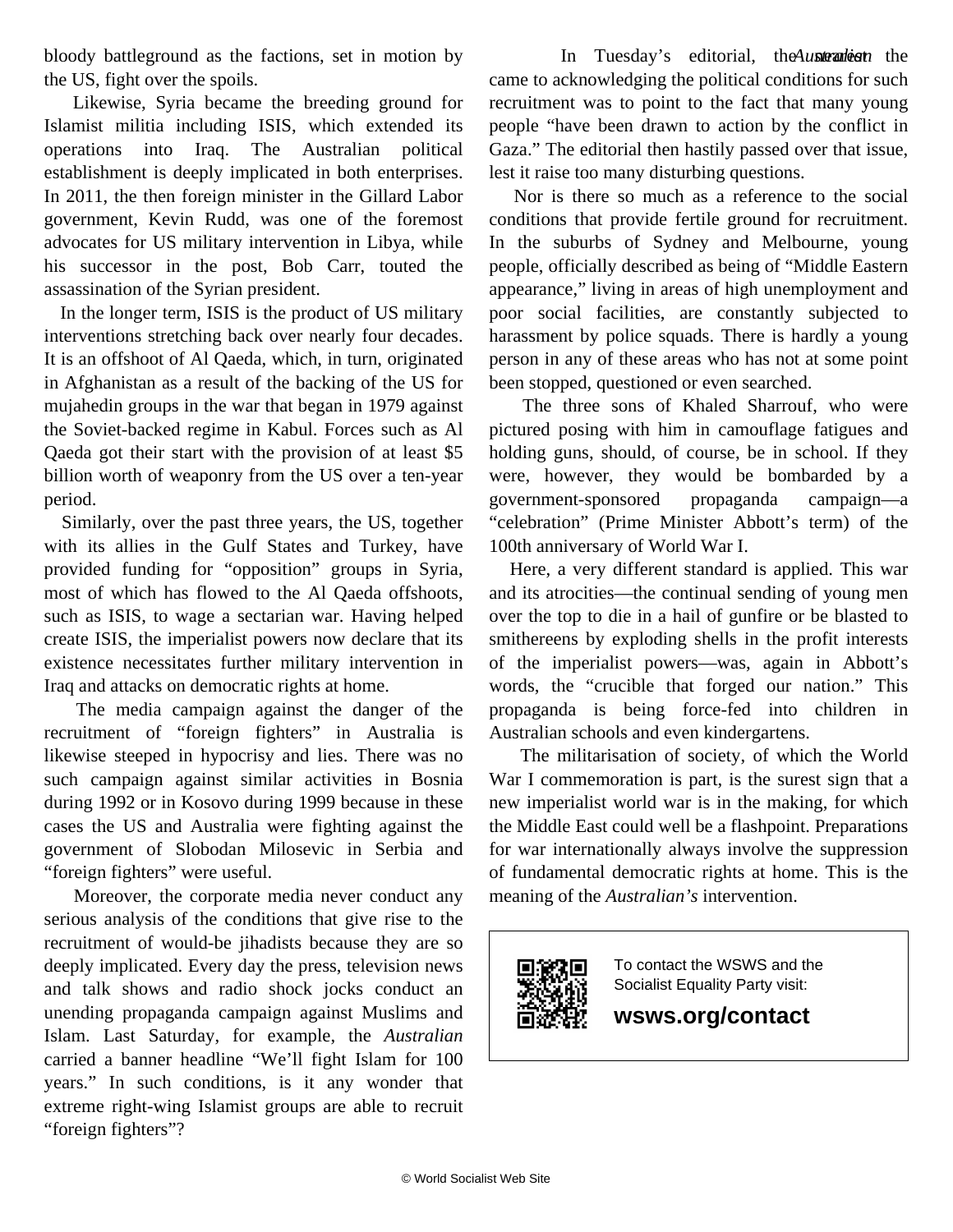bloody battleground as the factions, set in motion by the US, fight over the spoils.

Likewise, Syria became the breeding ground for Islamist militia including ISIS, which extended its operations into Iraq. The Australian political establishment is deeply implicated in both enterprises. In 2011, the then foreign minister in the Gillard Labor government, Kevin Rudd, was one of the foremost advocates for US military intervention in Libya, while his successor in the post, Bob Carr, touted the assassination of the Syrian president.

In the longer term, ISIS is the product of US military interventions stretching back over nearly four decades. It is an offshoot of Al Qaeda, which, in turn, originated in Afghanistan as a result of the backing of the US for mujahedin groups in the war that began in 1979 against the Soviet-backed regime in Kabul. Forces such as Al Qaeda got their start with the provision of at least $5 billion worth of weaponry from the US over a ten-year period.

Similarly, over the past three years, the US, together with its allies in the Gulf States and Turkey, have provided funding for "opposition" groups in Syria, most of which has flowed to the Al Qaeda offshoots, such as ISIS, to wage a sectarian war. Having helped create ISIS, the imperialist powers now declare that its existence necessitates further military intervention in Iraq and attacks on democratic rights at home.

The media campaign against the danger of the recruitment of "foreign fighters" in Australia is likewise steeped in hypocrisy and lies. There was no such campaign against similar activities in Bosnia during 1992 or in Kosovo during 1999 because in these cases the US and Australia were fighting against the government of Slobodan Milosevic in Serbia and "foreign fighters" were useful.

Moreover, the corporate media never conduct any serious analysis of the conditions that give rise to the recruitment of would-be jihadists because they are so deeply implicated. Every day the press, television news and talk shows and radio shock jocks conduct an unending propaganda campaign against Muslims and Islam. Last Saturday, for example, the *Australian* carried a banner headline "We'll fight Islam for 100 years." In such conditions, is it any wonder that extreme right-wing Islamist groups are able to recruit "foreign fighters"?

In Tuesday's editorial, the nearest the *Australian* came to acknowledging the political conditions for such recruitment was to point to the fact that many young people "have been drawn to action by the conflict in Gaza." The editorial then hastily passed over that issue, lest it raise too many disturbing questions.

Nor is there so much as a reference to the social conditions that provide fertile ground for recruitment. In the suburbs of Sydney and Melbourne, young people, officially described as being of "Middle Eastern appearance," living in areas of high unemployment and poor social facilities, are constantly subjected to harassment by police squads. There is hardly a young person in any of these areas who has not at some point been stopped, questioned or even searched.

The three sons of Khaled Sharrouf, who were pictured posing with him in camouflage fatigues and holding guns, should, of course, be in school. If they were, however, they would be bombarded by a government-sponsored propaganda campaign—a "celebration" (Prime Minister Abbott's term) of the 100th anniversary of World War I.

Here, a very different standard is applied. This war and its atrocities—the continual sending of young men over the top to die in a hail of gunfire or be blasted to smithereens by exploding shells in the profit interests of the imperialist powers—was, again in Abbott's words, the "crucible that forged our nation." This propaganda is being force-fed into children in Australian schools and even kindergartens.

The militarisation of society, of which the World War I commemoration is part, is the surest sign that a new imperialist world war is in the making, for which the Middle East could well be a flashpoint. Preparations for war internationally always involve the suppression of fundamental democratic rights at home. This is the meaning of the *Australian's* intervention.

To contact the WSWS and the Socialist Equality Party visit:

**wsws.org/contact**